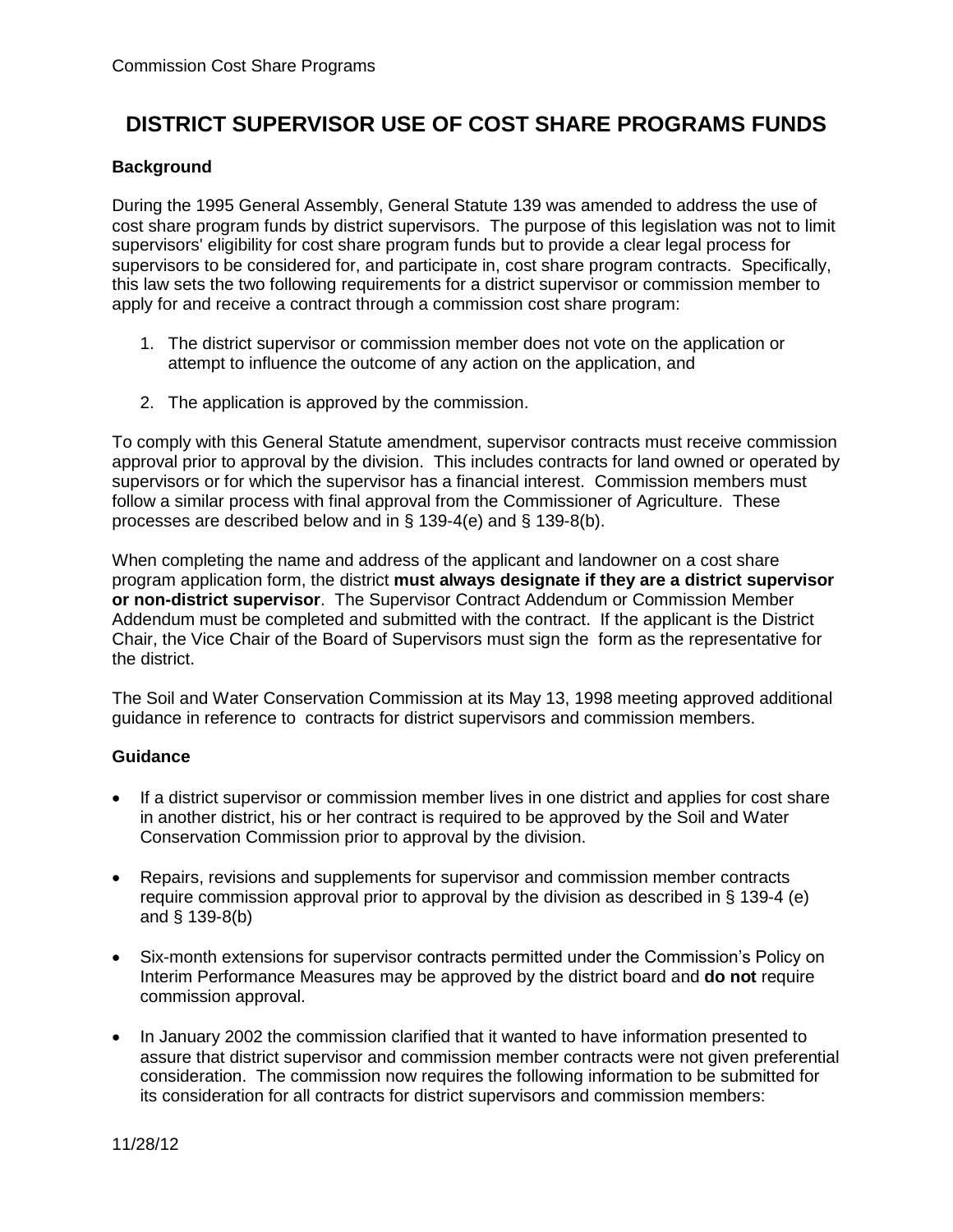# DISTRICT SUPERVISOR USE OF COST SHARE PROGRAMS FUNDS

### Background

During the 1995 General Assembly, General Statute 139 was amended to address the use of cost share program funds by district supervisors. The purpose of this legislation was not to limit supervisors' eligibility for cost share program funds but to provide a clear legal process for supervisors to be considered for, and participate in, cost share program contracts. Specifically, this law sets the two following requirements for a district supervisor or commission member to apply for and receive a contract through a commission cost share program:

1. The district supervisor or commission member does not vote on the application or attempt to influence the outcome of any action on the application, and
2. The application is approved by the commission.

To comply with this General Statute amendment, supervisor contracts must receive commission approval prior to approval by the division. This includes contracts for land owned or operated by supervisors or for which the supervisor has a financial interest. Commission members must follow a similar process with final approval from the Commissioner of Agriculture. These processes are described below and in § 139-4(e) and § 139-8(b).

When completing the name and address of the applicant and landowner on a cost share program application form, the district **must always designate if they are a district supervisor or non-district supervisor**. The Supervisor Contract Addendum or Commission Member Addendum must be completed and submitted with the contract. If the applicant is the District Chair, the Vice Chair of the Board of Supervisors must sign the form as the representative for the district.

The Soil and Water Conservation Commission at its May 13, 1998 meeting approved additional guidance in reference to contracts for district supervisors and commission members.

### Guidance

- If a district supervisor or commission member lives in one district and applies for cost share in another district, his or her contract is required to be approved by the Soil and Water Conservation Commission prior to approval by the division.
- Repairs, revisions and supplements for supervisor and commission member contracts require commission approval prior to approval by the division as described in § 139-4 (e) and § 139-8(b)
- Six-month extensions for supervisor contracts permitted under the Commission's Policy on Interim Performance Measures may be approved by the district board and **do not** require commission approval.
- In January 2002 the commission clarified that it wanted to have information presented to assure that district supervisor and commission member contracts were not given preferential consideration. The commission now requires the following information to be submitted for its consideration for all contracts for district supervisors and commission members: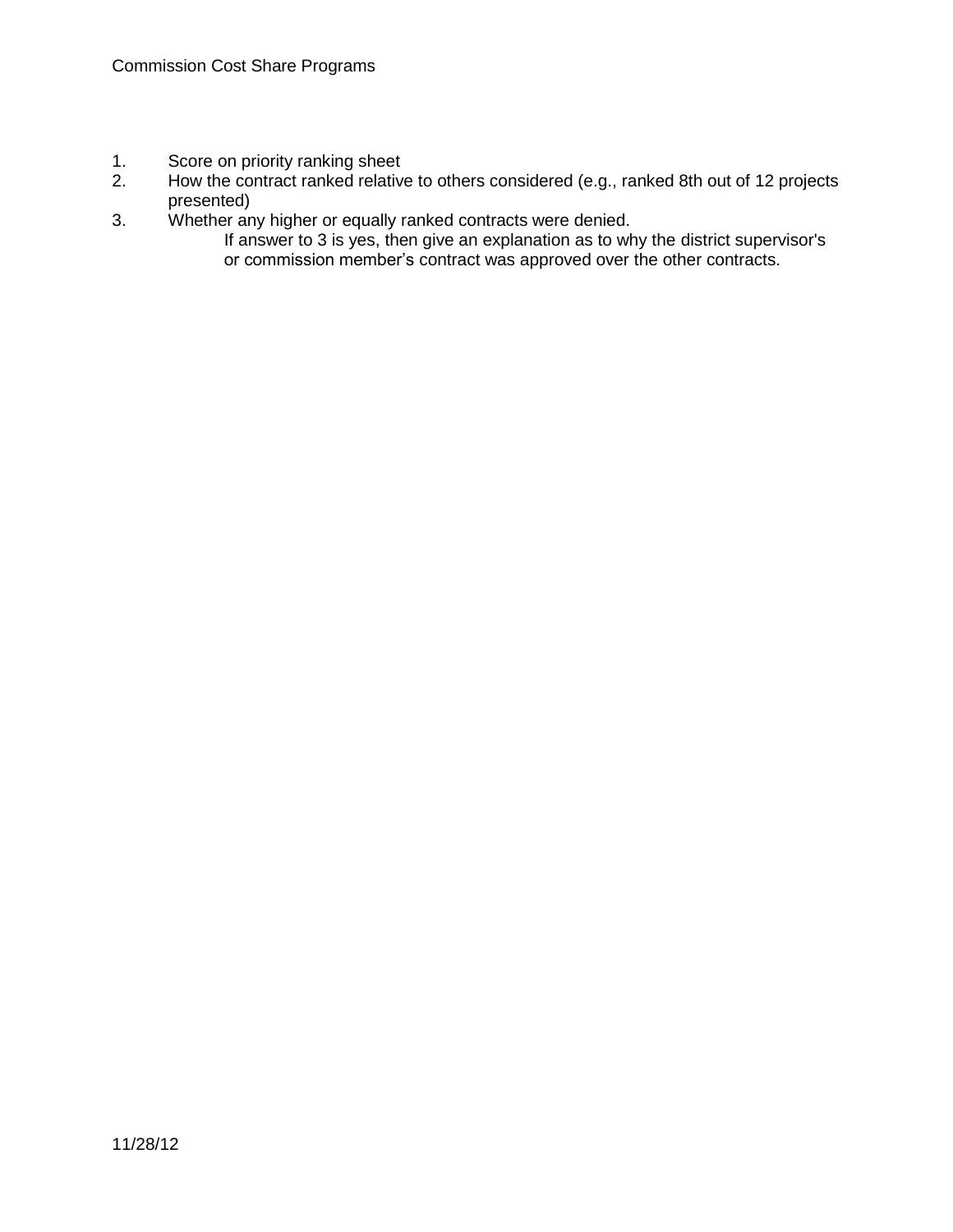1. Score on priority ranking sheet
2. How the contract ranked relative to others considered (e.g., ranked 8th out of 12 projects presented)
3. Whether any higher or equally ranked contracts were denied.

   If answer to 3 is yes, then give an explanation as to why the district supervisor's or commission member's contract was approved over the other contracts.